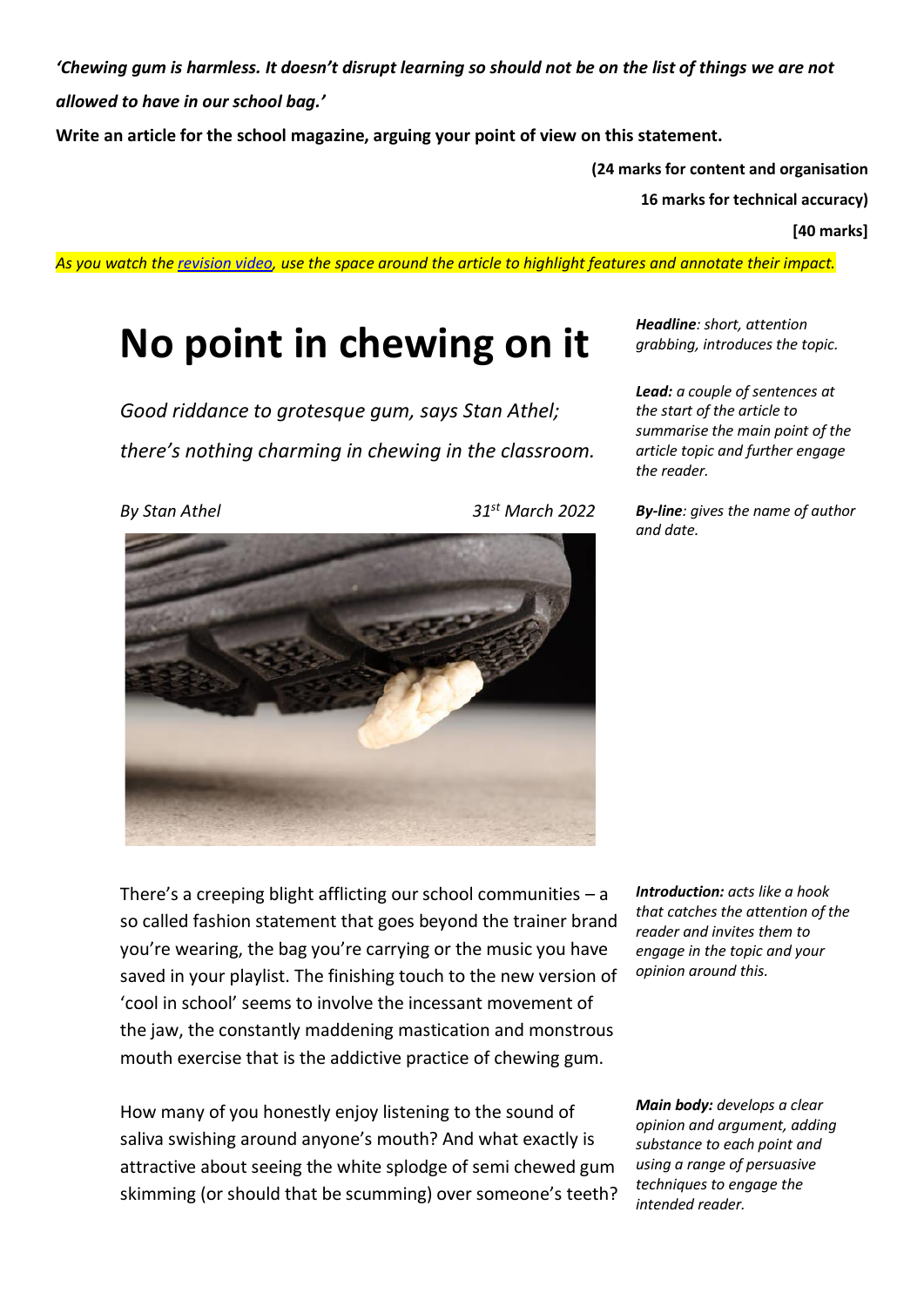***'Chewing gum is harmless. It doesn't disrupt learning so should not be on the list of things we are not allowed to have in our school bag.'***

**Write an article for the school magazine, arguing your point of view on this statement.**

**(24 marks for content and organisation**
**16 marks for technical accuracy)**
**[40 marks]**

*As you watch the [revision video](), use the space around the article to highlight features and annotate their impact.*

# No point in chewing on it

*Good riddance to grotesque gum, says Stan Athel; there's nothing charming in chewing in the classroom.*

*By Stan Athel* — *31st March 2022*

***Headline**: short, attention grabbing, introduces the topic.*

***Lead:** a couple of sentences at the start of the article to summarise the main point of the article topic and further engage the reader.*

***By-line**: gives the name of author and date.*

There's a creeping blight afflicting our school communities – a so called fashion statement that goes beyond the trainer brand you're wearing, the bag you're carrying or the music you have saved in your playlist. The finishing touch to the new version of 'cool in school' seems to involve the incessant movement of the jaw, the constantly maddening mastication and monstrous mouth exercise that is the addictive practice of chewing gum.

***Introduction:** acts like a hook that catches the attention of the reader and invites them to engage in the topic and your opinion around this.*

How many of you honestly enjoy listening to the sound of saliva swishing around anyone's mouth? And what exactly is attractive about seeing the white splodge of semi chewed gum skimming (or should that be scumming) over someone's teeth?

***Main body:** develops a clear opinion and argument, adding substance to each point and using a range of persuasive techniques to engage the intended reader.*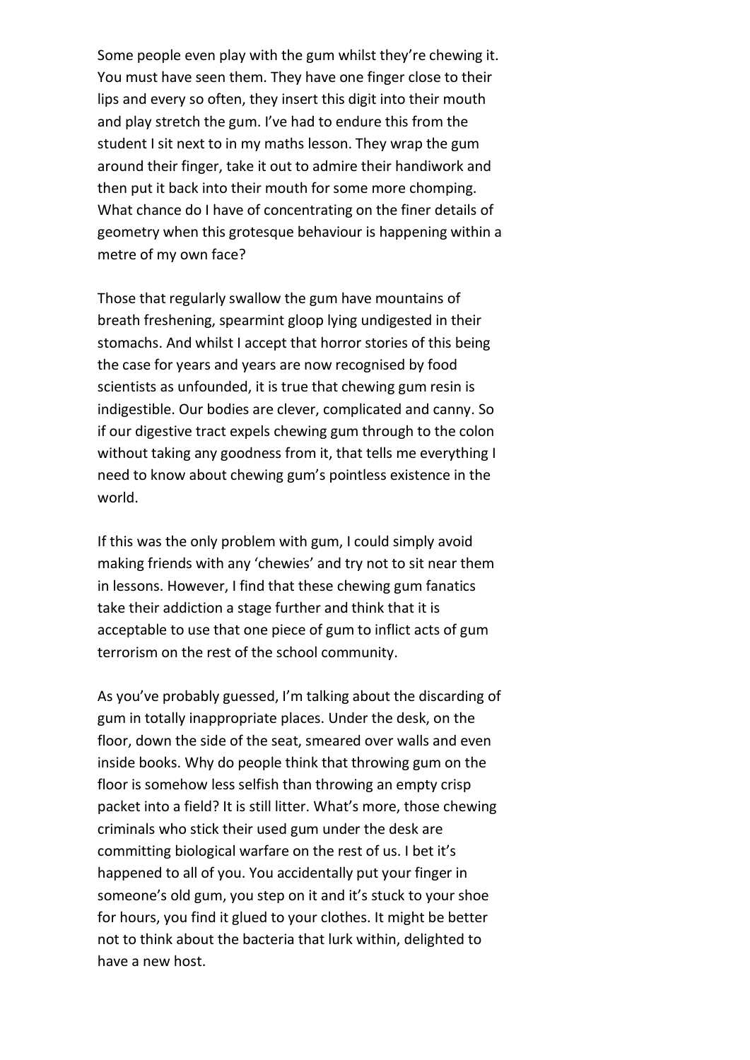Some people even play with the gum whilst they're chewing it. You must have seen them. They have one finger close to their lips and every so often, they insert this digit into their mouth and play stretch the gum. I've had to endure this from the student I sit next to in my maths lesson. They wrap the gum around their finger, take it out to admire their handiwork and then put it back into their mouth for some more chomping. What chance do I have of concentrating on the finer details of geometry when this grotesque behaviour is happening within a metre of my own face?

Those that regularly swallow the gum have mountains of breath freshening, spearmint gloop lying undigested in their stomachs. And whilst I accept that horror stories of this being the case for years and years are now recognised by food scientists as unfounded, it is true that chewing gum resin is indigestible. Our bodies are clever, complicated and canny. So if our digestive tract expels chewing gum through to the colon without taking any goodness from it, that tells me everything I need to know about chewing gum's pointless existence in the world.

If this was the only problem with gum, I could simply avoid making friends with any 'chewies' and try not to sit near them in lessons. However, I find that these chewing gum fanatics take their addiction a stage further and think that it is acceptable to use that one piece of gum to inflict acts of gum terrorism on the rest of the school community.

As you've probably guessed, I'm talking about the discarding of gum in totally inappropriate places. Under the desk, on the floor, down the side of the seat, smeared over walls and even inside books. Why do people think that throwing gum on the floor is somehow less selfish than throwing an empty crisp packet into a field? It is still litter. What's more, those chewing criminals who stick their used gum under the desk are committing biological warfare on the rest of us. I bet it's happened to all of you. You accidentally put your finger in someone's old gum, you step on it and it's stuck to your shoe for hours, you find it glued to your clothes. It might be better not to think about the bacteria that lurk within, delighted to have a new host.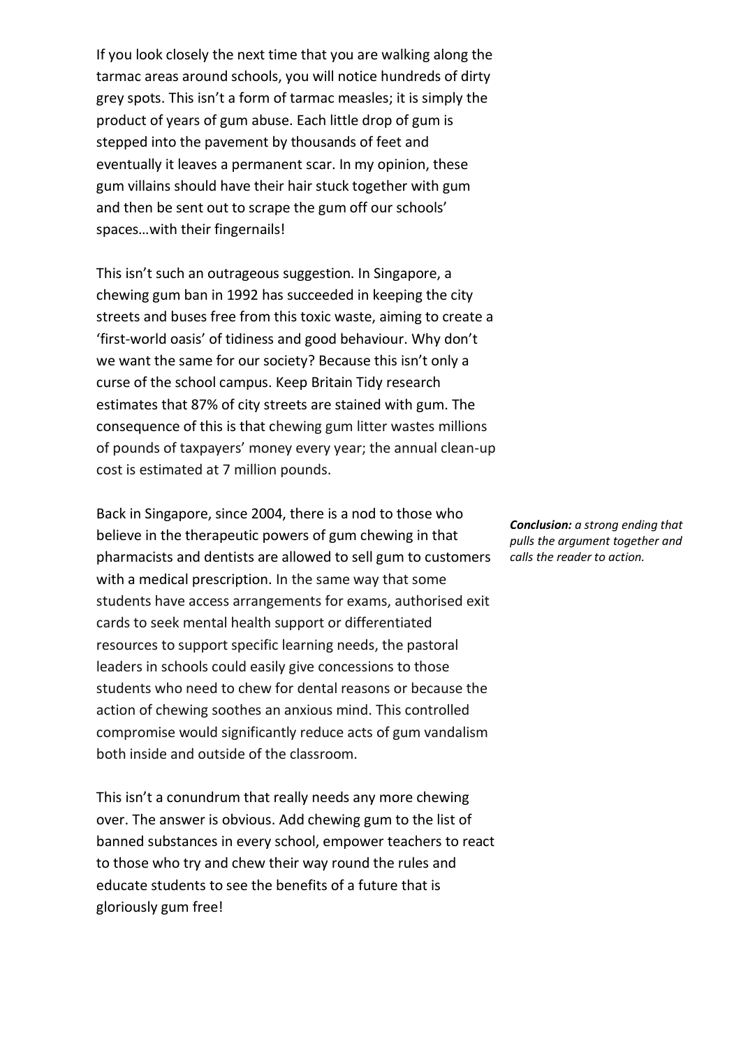If you look closely the next time that you are walking along the tarmac areas around schools, you will notice hundreds of dirty grey spots. This isn't a form of tarmac measles; it is simply the product of years of gum abuse. Each little drop of gum is stepped into the pavement by thousands of feet and eventually it leaves a permanent scar. In my opinion, these gum villains should have their hair stuck together with gum and then be sent out to scrape the gum off our schools' spaces…with their fingernails!

This isn't such an outrageous suggestion. In Singapore, a chewing gum ban in 1992 has succeeded in keeping the city streets and buses free from this toxic waste, aiming to create a 'first-world oasis' of tidiness and good behaviour. Why don't we want the same for our society? Because this isn't only a curse of the school campus. Keep Britain Tidy research estimates that 87% of city streets are stained with gum. The consequence of this is that chewing gum litter wastes millions of pounds of taxpayers' money every year; the annual clean-up cost is estimated at 7 million pounds.

Back in Singapore, since 2004, there is a nod to those who believe in the therapeutic powers of gum chewing in that pharmacists and dentists are allowed to sell gum to customers with a medical prescription. In the same way that some students have access arrangements for exams, authorised exit cards to seek mental health support or differentiated resources to support specific learning needs, the pastoral leaders in schools could easily give concessions to those students who need to chew for dental reasons or because the action of chewing soothes an anxious mind. This controlled compromise would significantly reduce acts of gum vandalism both inside and outside of the classroom.

***Conclusion:*** *a strong ending that pulls the argument together and calls the reader to action.*

This isn't a conundrum that really needs any more chewing over. The answer is obvious. Add chewing gum to the list of banned substances in every school, empower teachers to react to those who try and chew their way round the rules and educate students to see the benefits of a future that is gloriously gum free!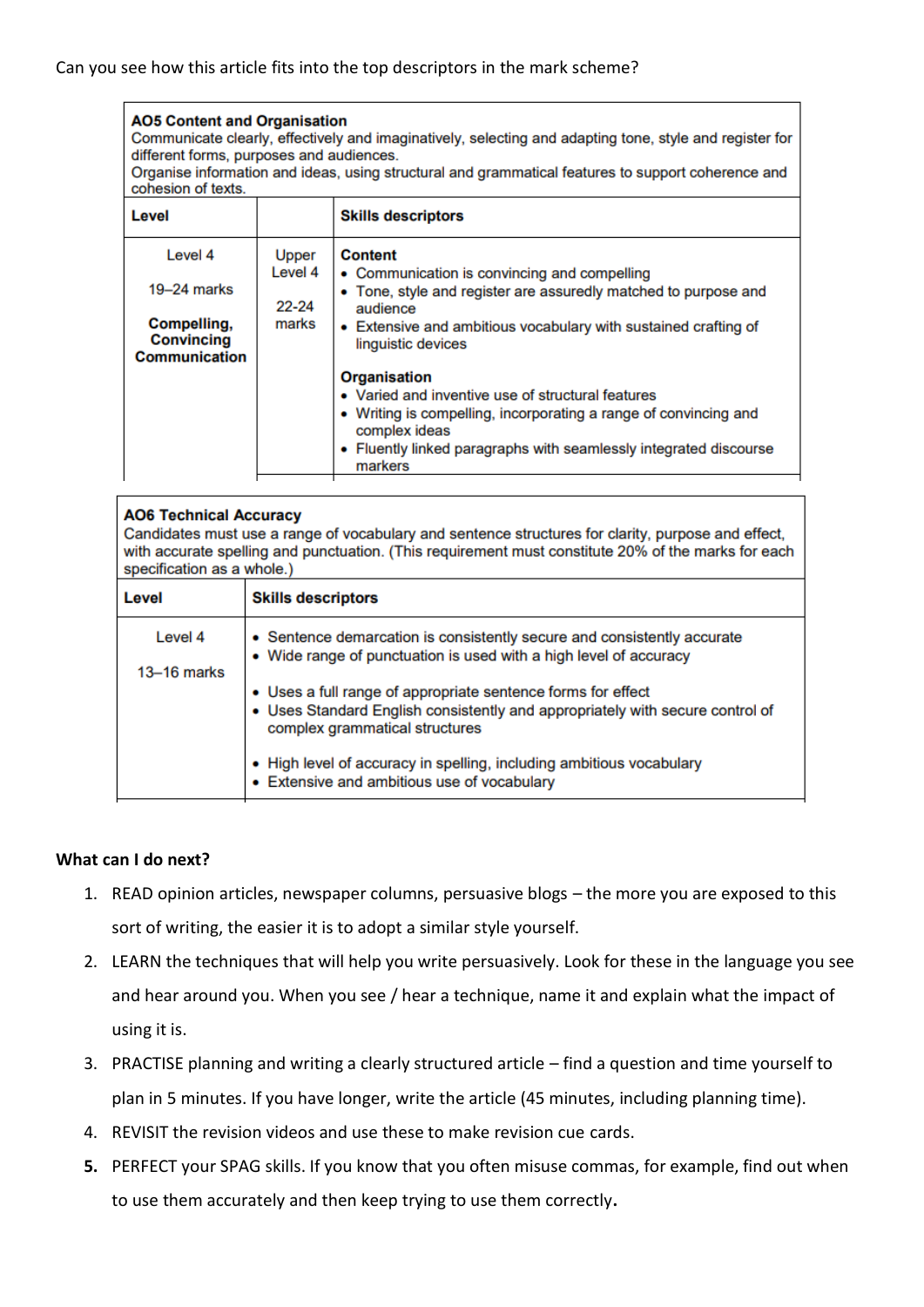Can you see how this article fits into the top descriptors in the mark scheme?

| **AO5 Content and Organisation**<br>Communicate clearly, effectively and imaginatively, selecting and adapting tone, style and register for different forms, purposes and audiences.<br>Organise information and ideas, using structural and grammatical features to support coherence and cohesion of texts. | | |
|---|---|---|
| **Level** | | **Skills descriptors** |
| Level 4<br><br>19–24 marks<br><br>**Compelling, Convincing Communication** | Upper Level 4<br><br>22-24 marks | **Content**<br>• Communication is convincing and compelling<br>• Tone, style and register are assuredly matched to purpose and audience<br>• Extensive and ambitious vocabulary with sustained crafting of linguistic devices<br><br>**Organisation**<br>• Varied and inventive use of structural features<br>• Writing is compelling, incorporating a range of convincing and complex ideas<br>• Fluently linked paragraphs with seamlessly integrated discourse markers |

| **AO6 Technical Accuracy**<br>Candidates must use a range of vocabulary and sentence structures for clarity, purpose and effect, with accurate spelling and punctuation. (This requirement must constitute 20% of the marks for each specification as a whole.) | |
|---|---|
| **Level** | **Skills descriptors** |
| Level 4<br><br>13–16 marks | • Sentence demarcation is consistently secure and consistently accurate<br>• Wide range of punctuation is used with a high level of accuracy<br><br>• Uses a full range of appropriate sentence forms for effect<br>• Uses Standard English consistently and appropriately with secure control of complex grammatical structures<br><br>• High level of accuracy in spelling, including ambitious vocabulary<br>• Extensive and ambitious use of vocabulary |

**What can I do next?**

1. READ opinion articles, newspaper columns, persuasive blogs – the more you are exposed to this sort of writing, the easier it is to adopt a similar style yourself.
2. LEARN the techniques that will help you write persuasively. Look for these in the language you see and hear around you. When you see / hear a technique, name it and explain what the impact of using it is.
3. PRACTISE planning and writing a clearly structured article – find a question and time yourself to plan in 5 minutes. If you have longer, write the article (45 minutes, including planning time).
4. REVISIT the revision videos and use these to make revision cue cards.
5. PERFECT your SPAG skills. If you know that you often misuse commas, for example, find out when to use them accurately and then keep trying to use them correctly.